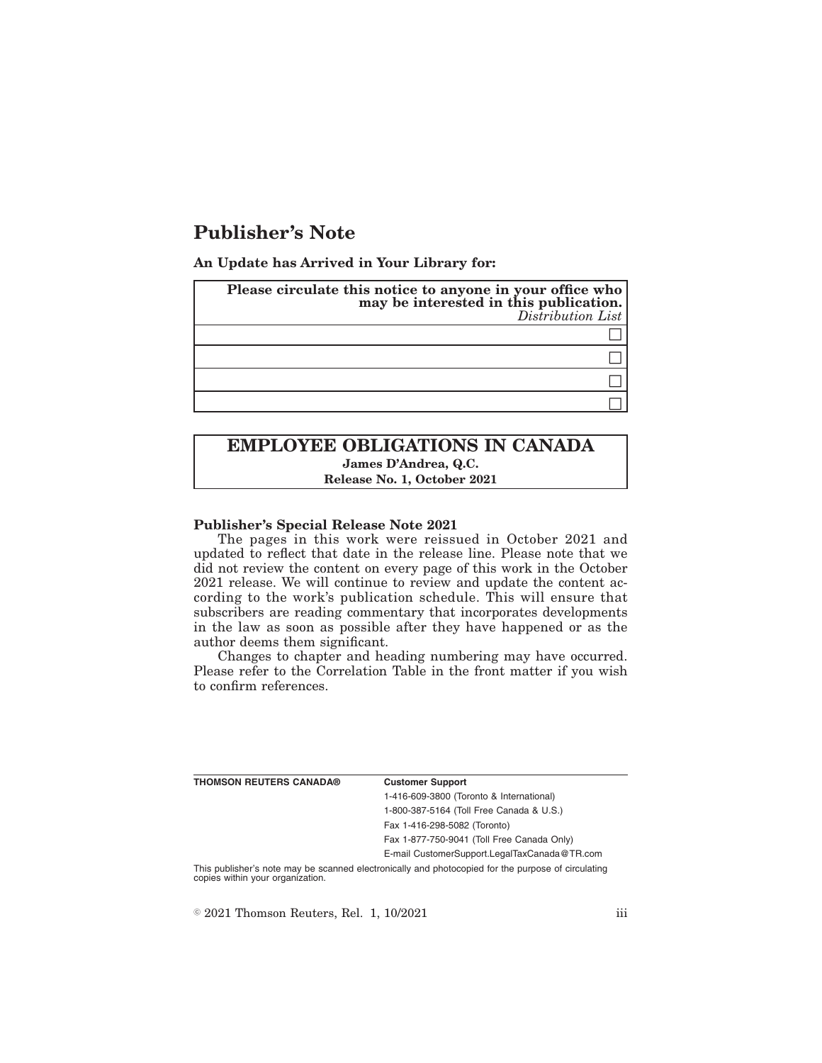# Publisher's Note

**An Update has Arrived in Your Library for:**

| **Please circulate this notice to anyone in your office who may be interested in this publication.** *Distribution List* |
| --- |
| ☐ |
| ☐ |
| ☐ |
| ☐ |

## EMPLOYEE OBLIGATIONS IN CANADA

**James D'Andrea, Q.C.**

**Release No. 1, October 2021**

**Publisher's Special Release Note 2021**

The pages in this work were reissued in October 2021 and updated to reflect that date in the release line. Please note that we did not review the content on every page of this work in the October 2021 release. We will continue to review and update the content according to the work's publication schedule. This will ensure that subscribers are reading commentary that incorporates developments in the law as soon as possible after they have happened or as the author deems them significant.

Changes to chapter and heading numbering may have occurred. Please refer to the Correlation Table in the front matter if you wish to confirm references.

| **THOMSON REUTERS CANADA®** | **Customer Support** |
| --- | --- |
| | 1-416-609-3800 (Toronto & International) |
| | 1-800-387-5164 (Toll Free Canada & U.S.) |
| | Fax 1-416-298-5082 (Toronto) |
| | Fax 1-877-750-9041 (Toll Free Canada Only) |
| | E-mail CustomerSupport.LegalTaxCanada@TR.com |

This publisher's note may be scanned electronically and photocopied for the purpose of circulating copies within your organization.

© 2021 Thomson Reuters, Rel. 1, 10/2021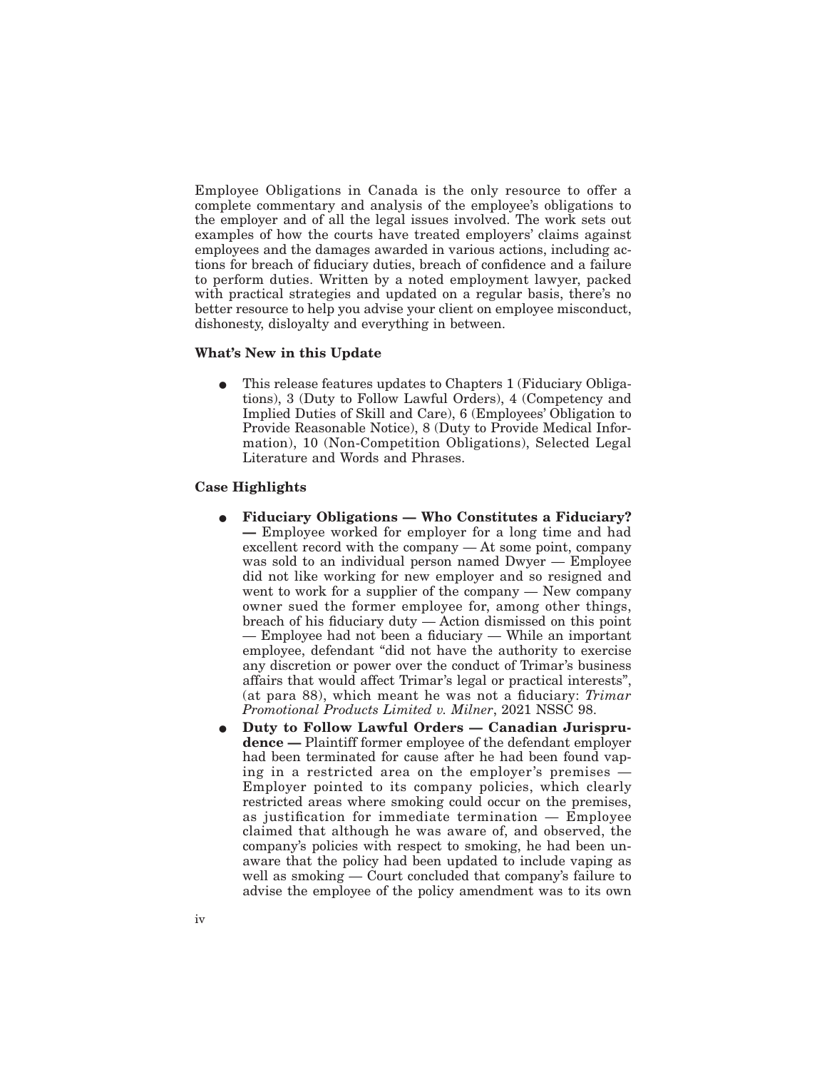Employee Obligations in Canada is the only resource to offer a complete commentary and analysis of the employee's obligations to the employer and of all the legal issues involved. The work sets out examples of how the courts have treated employers' claims against employees and the damages awarded in various actions, including actions for breach of fiduciary duties, breach of confidence and a failure to perform duties. Written by a noted employment lawyer, packed with practical strategies and updated on a regular basis, there's no better resource to help you advise your client on employee misconduct, dishonesty, disloyalty and everything in between.

### What's New in this Update

- This release features updates to Chapters 1 (Fiduciary Obligations), 3 (Duty to Follow Lawful Orders), 4 (Competency and Implied Duties of Skill and Care), 6 (Employees' Obligation to Provide Reasonable Notice), 8 (Duty to Provide Medical Information), 10 (Non-Competition Obligations), Selected Legal Literature and Words and Phrases.

### Case Highlights

- **Fiduciary Obligations — Who Constitutes a Fiduciary? —** Employee worked for employer for a long time and had excellent record with the company — At some point, company was sold to an individual person named Dwyer — Employee did not like working for new employer and so resigned and went to work for a supplier of the company — New company owner sued the former employee for, among other things, breach of his fiduciary duty — Action dismissed on this point — Employee had not been a fiduciary — While an important employee, defendant "did not have the authority to exercise any discretion or power over the conduct of Trimar's business affairs that would affect Trimar's legal or practical interests", (at para 88), which meant he was not a fiduciary: *Trimar Promotional Products Limited v. Milner*, 2021 NSSC 98.
- **Duty to Follow Lawful Orders — Canadian Jurisprudence —** Plaintiff former employee of the defendant employer had been terminated for cause after he had been found vaping in a restricted area on the employer's premises — Employer pointed to its company policies, which clearly restricted areas where smoking could occur on the premises, as justification for immediate termination — Employee claimed that although he was aware of, and observed, the company's policies with respect to smoking, he had been unaware that the policy had been updated to include vaping as well as smoking — Court concluded that company's failure to advise the employee of the policy amendment was to its own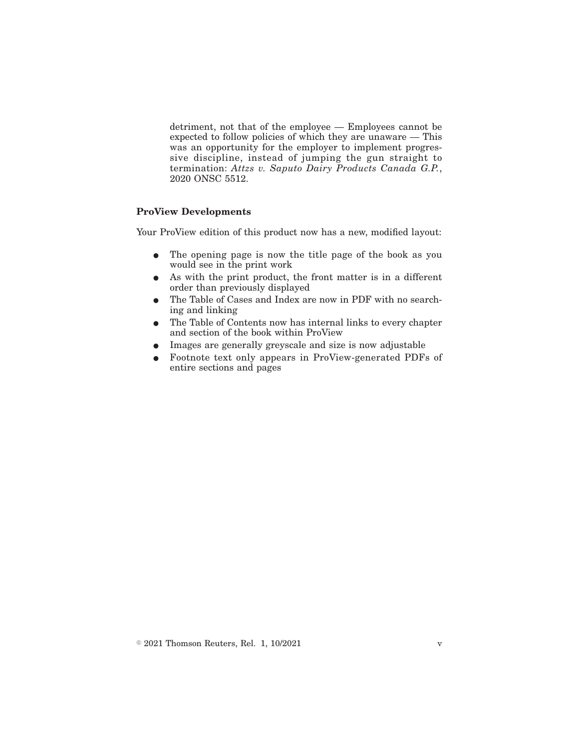detriment, not that of the employee — Employees cannot be expected to follow policies of which they are unaware — This was an opportunity for the employer to implement progressive discipline, instead of jumping the gun straight to termination: *Attzs v. Saputo Dairy Products Canada G.P.*, 2020 ONSC 5512.

**ProView Developments**

Your ProView edition of this product now has a new, modified layout:

- The opening page is now the title page of the book as you would see in the print work
- As with the print product, the front matter is in a different order than previously displayed
- The Table of Cases and Index are now in PDF with no searching and linking
- The Table of Contents now has internal links to every chapter and section of the book within ProView
- Images are generally greyscale and size is now adjustable
- Footnote text only appears in ProView-generated PDFs of entire sections and pages